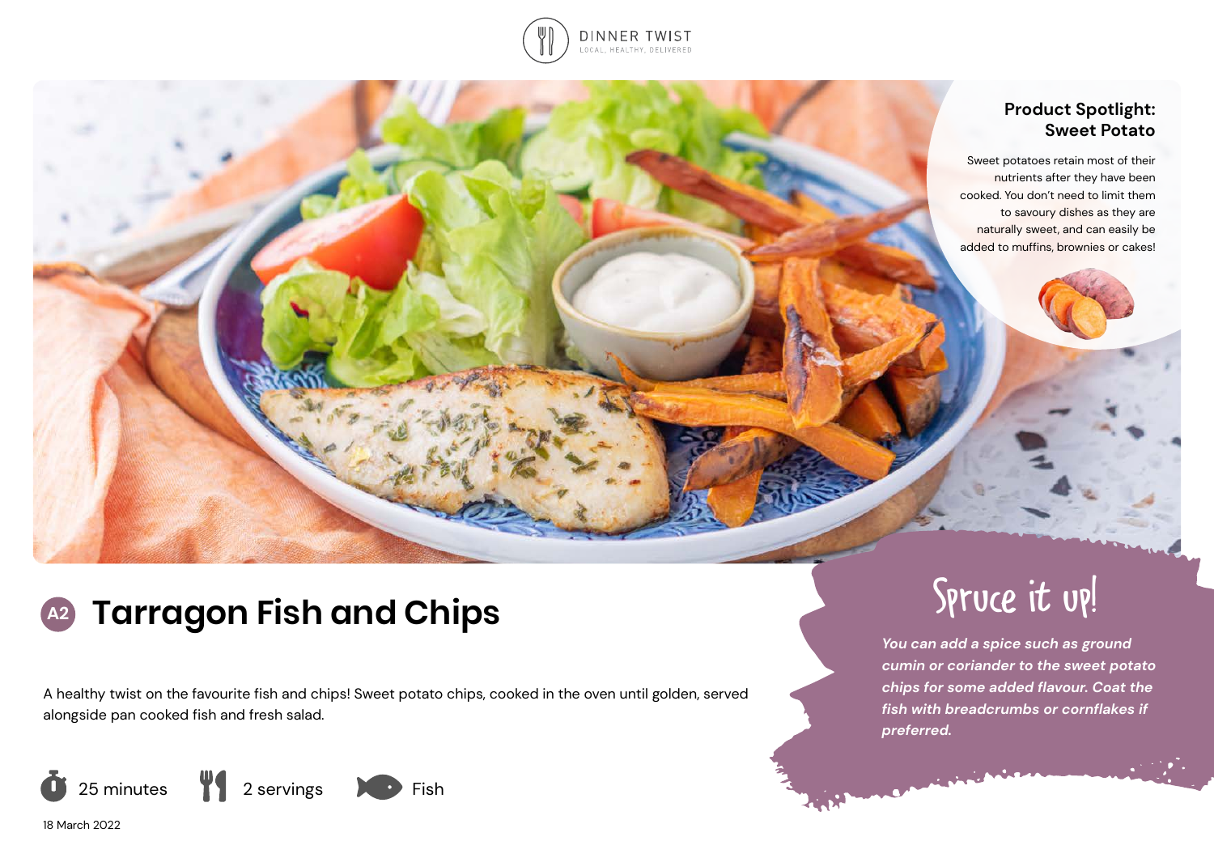DINNER TWIST
LOCAL, HEALTHY, DELIVERED

## Product Spotlight: Sweet Potato

Sweet potatoes retain most of their nutrients after they have been cooked. You don't need to limit them to savoury dishes as they are naturally sweet, and can easily be added to muffins, brownies or cakes!

# A2 Tarragon Fish and Chips

A healthy twist on the favourite fish and chips! Sweet potato chips, cooked in the oven until golden, served alongside pan cooked fish and fresh salad.

25 minutes | 2 servings | Fish

18 March 2022

## Spruce it up!

*You can add a spice such as ground cumin or coriander to the sweet potato chips for some added flavour. Coat the fish with breadcrumbs or cornflakes if preferred.*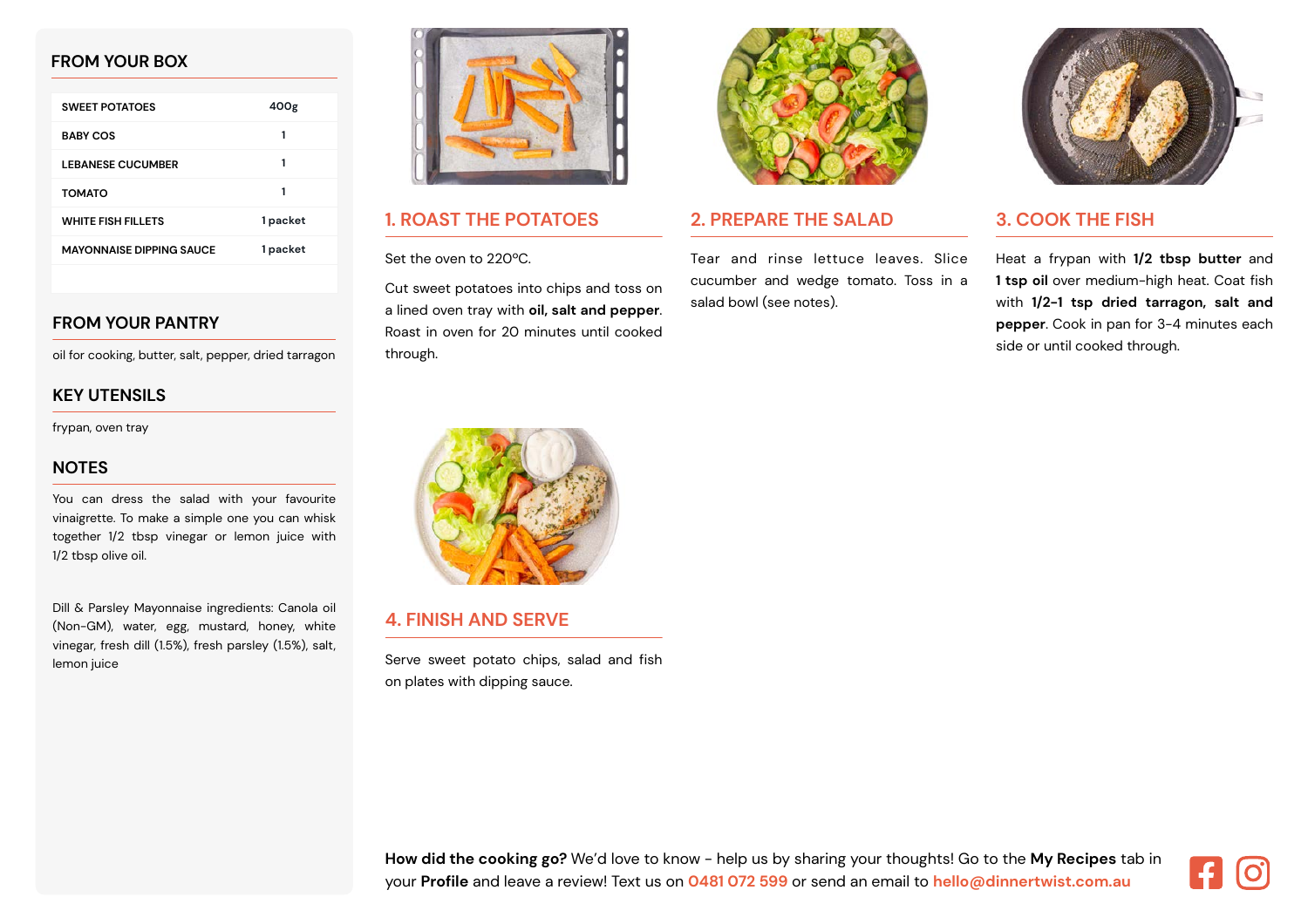## FROM YOUR BOX

| | |
|---|---|
| SWEET POTATOES | 400g |
| BABY COS | 1 |
| LEBANESE CUCUMBER | 1 |
| TOMATO | 1 |
| WHITE FISH FILLETS | 1 packet |
| MAYONNAISE DIPPING SAUCE | 1 packet |

## FROM YOUR PANTRY

oil for cooking, butter, salt, pepper, dried tarragon

## KEY UTENSILS

frypan, oven tray

## NOTES

You can dress the salad with your favourite vinaigrette. To make a simple one you can whisk together 1/2 tbsp vinegar or lemon juice with 1/2 tbsp olive oil.

Dill & Parsley Mayonnaise ingredients: Canola oil (Non-GM), water, egg, mustard, honey, white vinegar, fresh dill (1.5%), fresh parsley (1.5%), salt, lemon juice

## 1. ROAST THE POTATOES

Set the oven to 220°C.

Cut sweet potatoes into chips and toss on a lined oven tray with **oil, salt and pepper**. Roast in oven for 20 minutes until cooked through.

## 2. PREPARE THE SALAD

Tear and rinse lettuce leaves. Slice cucumber and wedge tomato. Toss in a salad bowl (see notes).

## 3. COOK THE FISH

Heat a frypan with **1/2 tbsp butter** and **1 tsp oil** over medium-high heat. Coat fish with **1/2-1 tsp dried tarragon, salt and pepper**. Cook in pan for 3-4 minutes each side or until cooked through.

## 4. FINISH AND SERVE

Serve sweet potato chips, salad and fish on plates with dipping sauce.

**How did the cooking go?** We'd love to know - help us by sharing your thoughts! Go to the **My Recipes** tab in your **Profile** and leave a review! Text us on 0481 072 599 or send an email to hello@dinnertwist.com.au